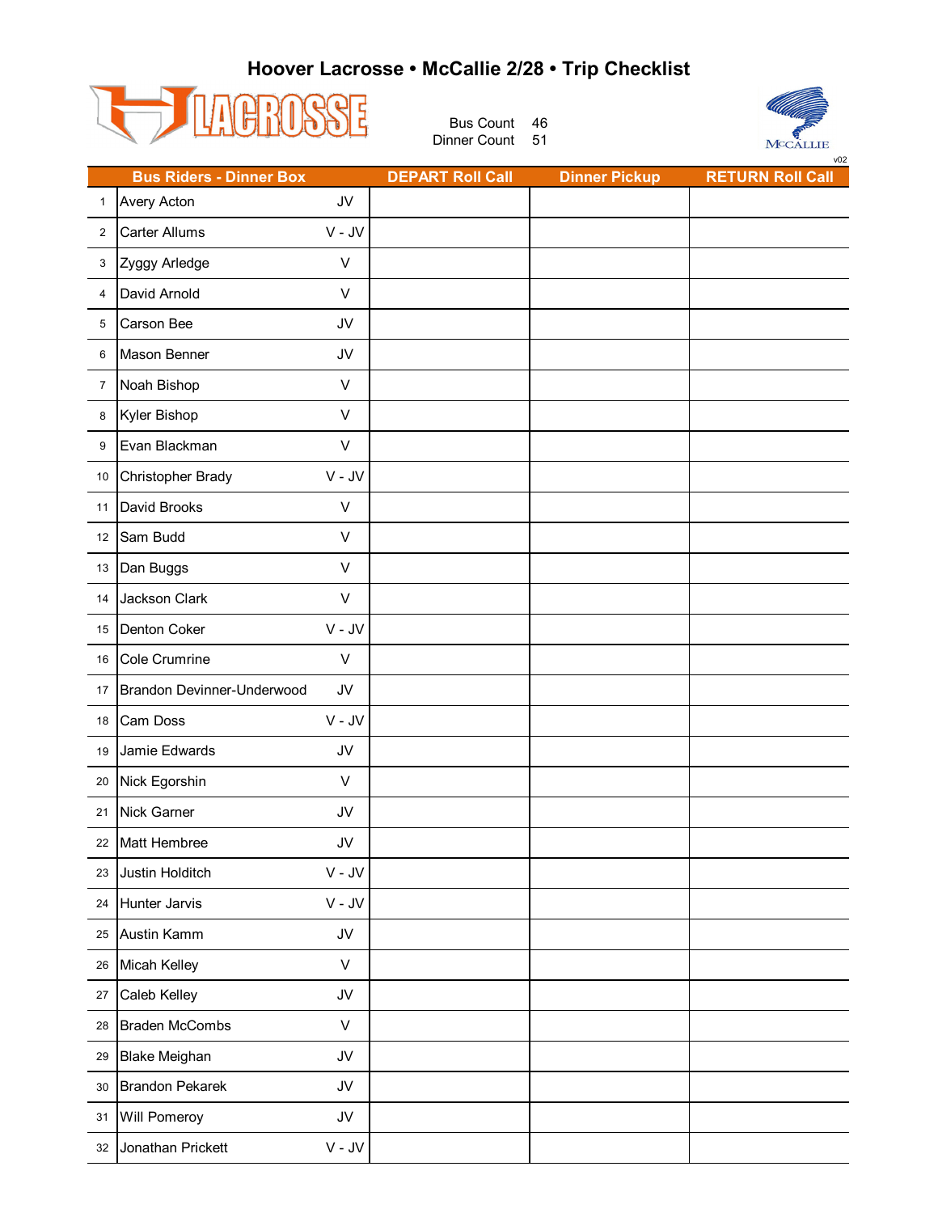# Hoover Lacrosse • McCallie 2/28 • Trip Checklist

LACROSSE

Bus Count 46
Dinner Count 51

MCCALLIE

v02

| | Bus Riders - Dinner Box | | DEPART Roll Call | Dinner Pickup | RETURN Roll Call |
|---|---|---|---|---|---|
| 1 | Avery Acton | JV | | | |
| 2 | Carter Allums | V - JV | | | |
| 3 | Zyggy Arledge | V | | | |
| 4 | David Arnold | V | | | |
| 5 | Carson Bee | JV | | | |
| 6 | Mason Benner | JV | | | |
| 7 | Noah Bishop | V | | | |
| 8 | Kyler Bishop | V | | | |
| 9 | Evan Blackman | V | | | |
| 10 | Christopher Brady | V - JV | | | |
| 11 | David Brooks | V | | | |
| 12 | Sam Budd | V | | | |
| 13 | Dan Buggs | V | | | |
| 14 | Jackson Clark | V | | | |
| 15 | Denton Coker | V - JV | | | |
| 16 | Cole Crumrine | V | | | |
| 17 | Brandon Devinner-Underwood | JV | | | |
| 18 | Cam Doss | V - JV | | | |
| 19 | Jamie Edwards | JV | | | |
| 20 | Nick Egorshin | V | | | |
| 21 | Nick Garner | JV | | | |
| 22 | Matt Hembree | JV | | | |
| 23 | Justin Holditch | V - JV | | | |
| 24 | Hunter Jarvis | V - JV | | | |
| 25 | Austin Kamm | JV | | | |
| 26 | Micah Kelley | V | | | |
| 27 | Caleb Kelley | JV | | | |
| 28 | Braden McCombs | V | | | |
| 29 | Blake Meighan | JV | | | |
| 30 | Brandon Pekarek | JV | | | |
| 31 | Will Pomeroy | JV | | | |
| 32 | Jonathan Prickett | V - JV | | | |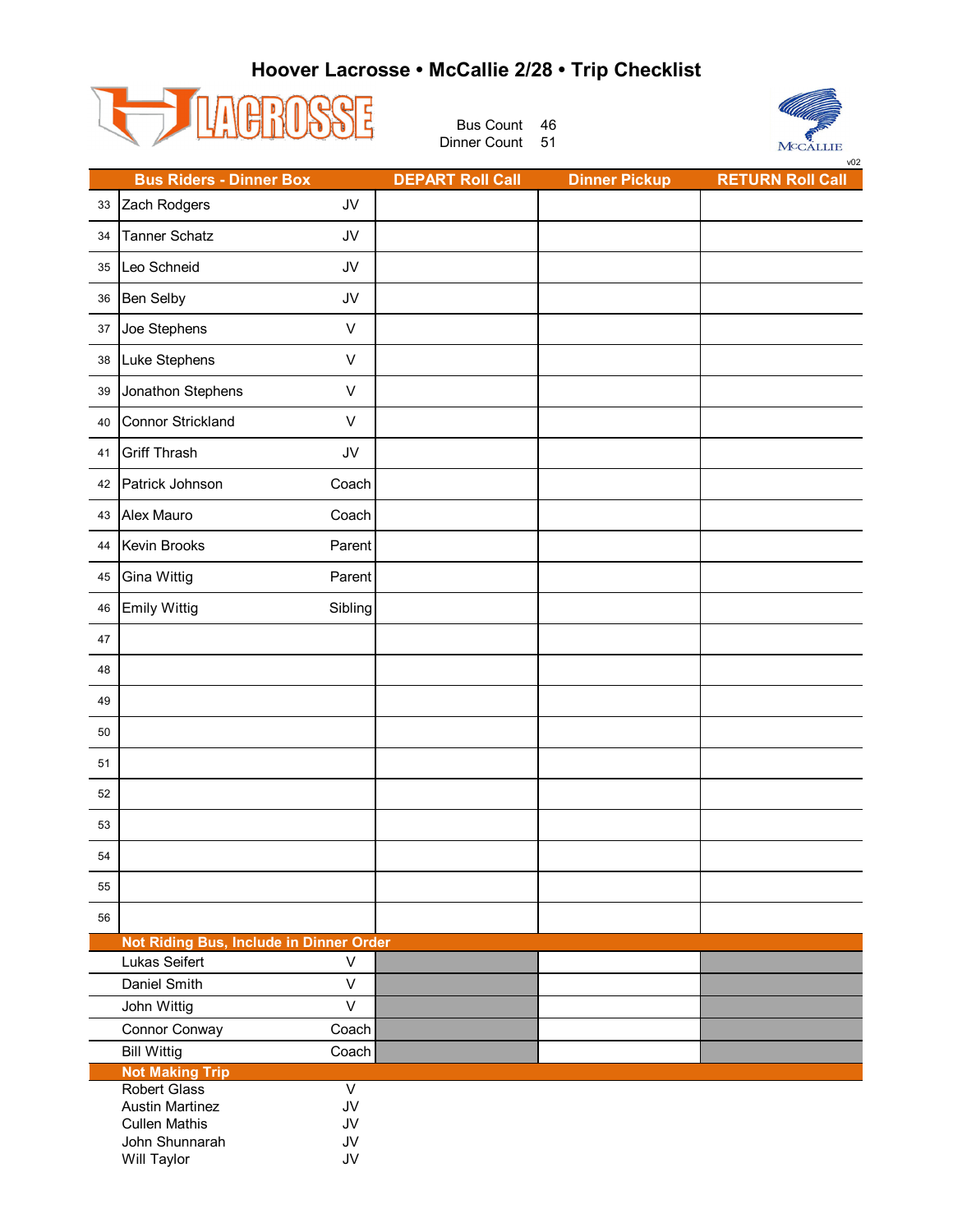## Hoover Lacrosse • McCallie 2/28 • Trip Checklist

Bus Count 46
Dinner Count 51

v02

| # | Bus Riders - Dinner Box | | DEPART Roll Call | Dinner Pickup | RETURN Roll Call |
|---|---|---|---|---|---|
| 33 | Zach Rodgers | JV | | | |
| 34 | Tanner Schatz | JV | | | |
| 35 | Leo Schneid | JV | | | |
| 36 | Ben Selby | JV | | | |
| 37 | Joe Stephens | V | | | |
| 38 | Luke Stephens | V | | | |
| 39 | Jonathon Stephens | V | | | |
| 40 | Connor Strickland | V | | | |
| 41 | Griff Thrash | JV | | | |
| 42 | Patrick Johnson | Coach | | | |
| 43 | Alex Mauro | Coach | | | |
| 44 | Kevin Brooks | Parent | | | |
| 45 | Gina Wittig | Parent | | | |
| 46 | Emily Wittig | Sibling | | | |
| 47 | | | | | |
| 48 | | | | | |
| 49 | | | | | |
| 50 | | | | | |
| 51 | | | | | |
| 52 | | | | | |
| 53 | | | | | |
| 54 | | | | | |
| 55 | | | | | |
| 56 | | | | | |

| Not Riding Bus, Include in Dinner Order | | DEPART Roll Call | Dinner Pickup | RETURN Roll Call |
|---|---|---|---|---|
| Lukas Seifert | V | | | |
| Daniel Smith | V | | | |
| John Wittig | V | | | |
| Connor Conway | Coach | | | |
| Bill Wittig | Coach | | | |

| Not Making Trip | |
|---|---|
| Robert Glass | V |
| Austin Martinez | JV |
| Cullen Mathis | JV |
| John Shunnarah | JV |
| Will Taylor | JV |